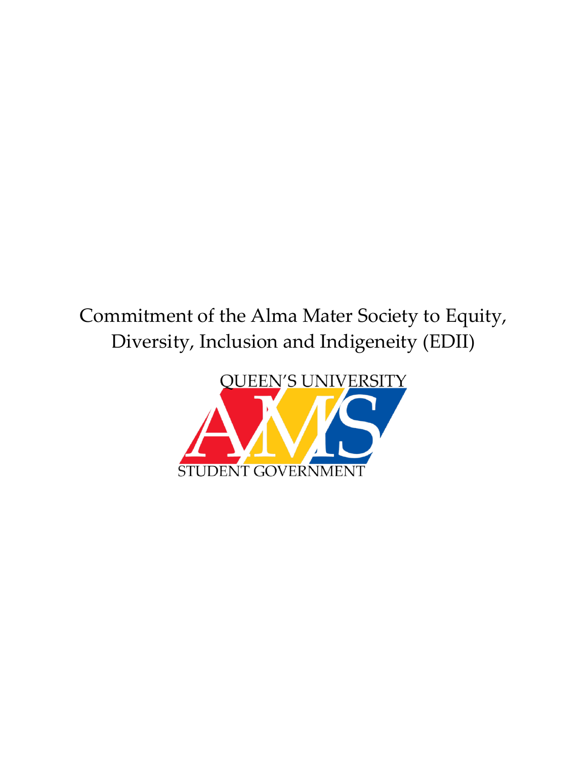# Commitment of the Alma Mater Society to Equity, Diversity, Inclusion and Indigeneity (EDII)

QUEEN'S UNIVERSITY

AMS

STUDENT GOVERNMENT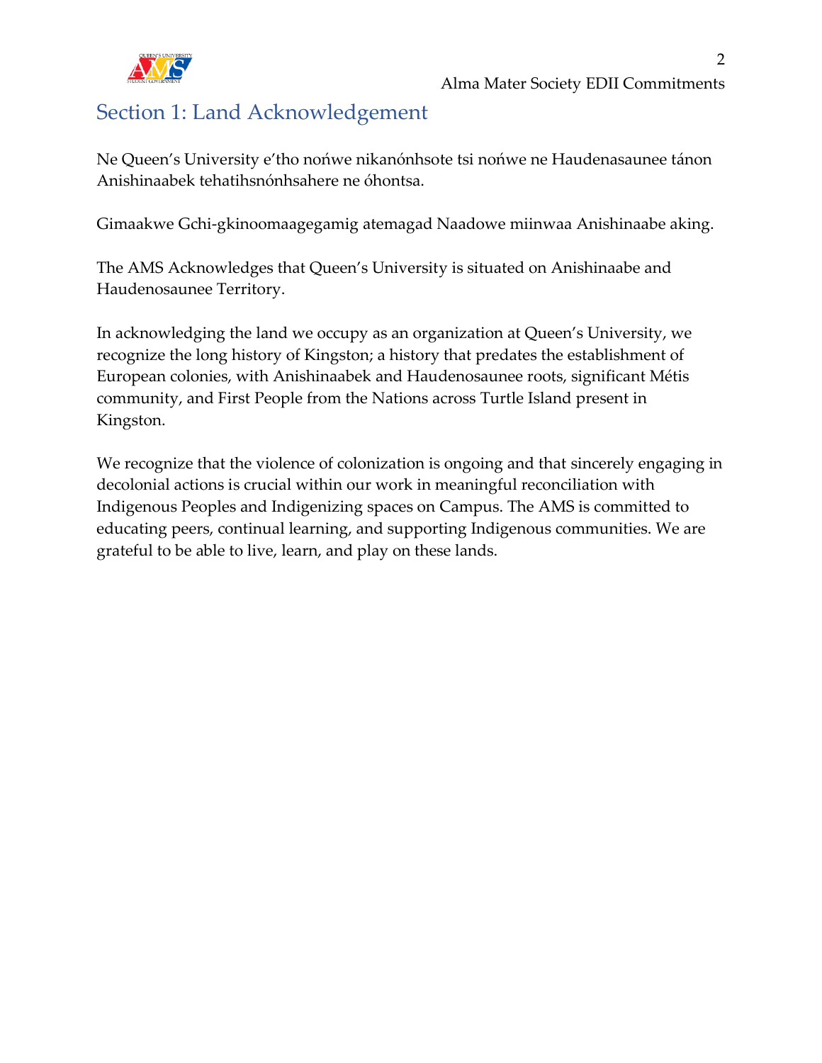## Section 1: Land Acknowledgement

Ne Queen’s University e’tho nońwe nikanónhsote tsi nońwe ne Haudenasaunee tánon Anishinaabek tehatihsnónhsahere ne óhontsa.

Gimaakwe Gchi-gkinoomaagegamig atemagad Naadowe miinwaa Anishinaabe aking.

The AMS Acknowledges that Queen’s University is situated on Anishinaabe and Haudenosaunee Territory.

In acknowledging the land we occupy as an organization at Queen’s University, we recognize the long history of Kingston; a history that predates the establishment of European colonies, with Anishinaabek and Haudenosaunee roots, significant Métis community, and First People from the Nations across Turtle Island present in Kingston.

We recognize that the violence of colonization is ongoing and that sincerely engaging in decolonial actions is crucial within our work in meaningful reconciliation with Indigenous Peoples and Indigenizing spaces on Campus. The AMS is committed to educating peers, continual learning, and supporting Indigenous communities. We are grateful to be able to live, learn, and play on these lands.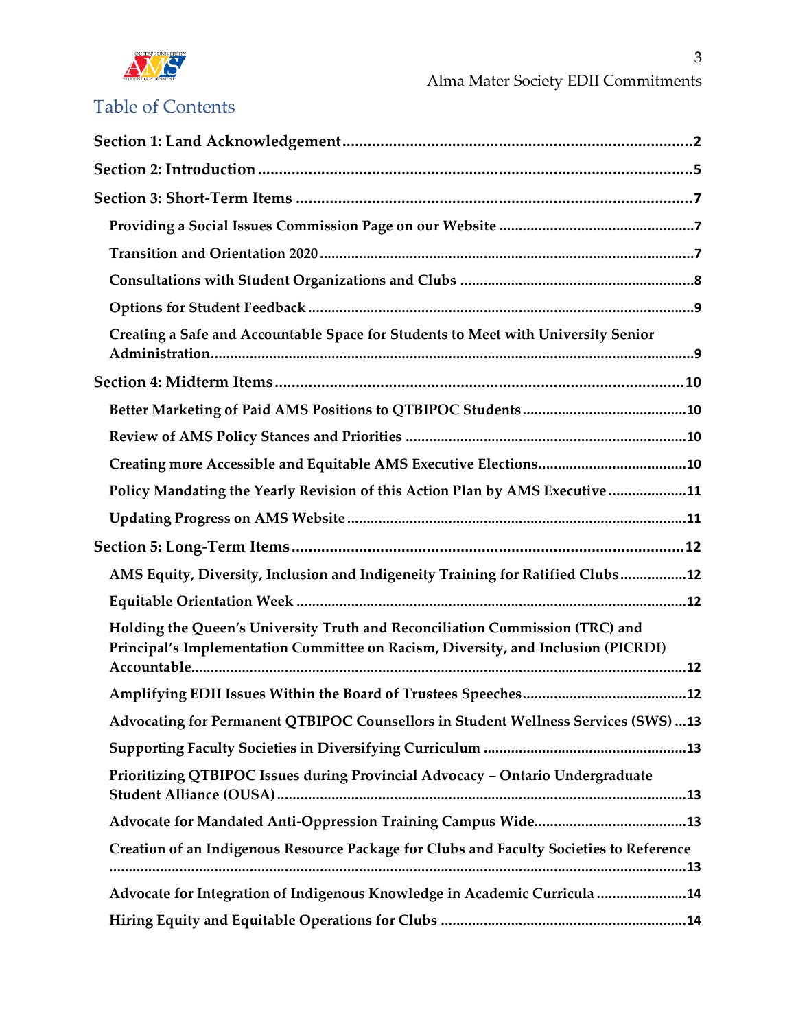# Table of Contents

**Section 1: Land Acknowledgement** .......... **2**

**Section 2: Introduction** .......... **5**

**Section 3: Short-Term Items** .......... **7**

- **Providing a Social Issues Commission Page on our Website** .......... **7**
- **Transition and Orientation 2020** .......... **7**
- **Consultations with Student Organizations and Clubs** .......... **8**
- **Options for Student Feedback** .......... **9**
- **Creating a Safe and Accountable Space for Students to Meet with University Senior Administration** .......... **9**

**Section 4: Midterm Items** .......... **10**

- **Better Marketing of Paid AMS Positions to QTBIPOC Students** .......... **10**
- **Review of AMS Policy Stances and Priorities** .......... **10**
- **Creating more Accessible and Equitable AMS Executive Elections** .......... **10**
- **Policy Mandating the Yearly Revision of this Action Plan by AMS Executive** .......... **11**
- **Updating Progress on AMS Website** .......... **11**

**Section 5: Long-Term Items** .......... **12**

- **AMS Equity, Diversity, Inclusion and Indigeneity Training for Ratified Clubs** .......... **12**
- **Equitable Orientation Week** .......... **12**
- **Holding the Queen's University Truth and Reconciliation Commission (TRC) and Principal's Implementation Committee on Racism, Diversity, and Inclusion (PICRDI) Accountable** .......... **12**
- **Amplifying EDII Issues Within the Board of Trustees Speeches** .......... **12**
- **Advocating for Permanent QTBIPOC Counsellors in Student Wellness Services (SWS)** .......... **13**
- **Supporting Faculty Societies in Diversifying Curriculum** .......... **13**
- **Prioritizing QTBIPOC Issues during Provincial Advocacy – Ontario Undergraduate Student Alliance (OUSA)** .......... **13**
- **Advocate for Mandated Anti-Oppression Training Campus Wide** .......... **13**
- **Creation of an Indigenous Resource Package for Clubs and Faculty Societies to Reference** .......... **13**
- **Advocate for Integration of Indigenous Knowledge in Academic Curricula** .......... **14**
- **Hiring Equity and Equitable Operations for Clubs** .......... **14**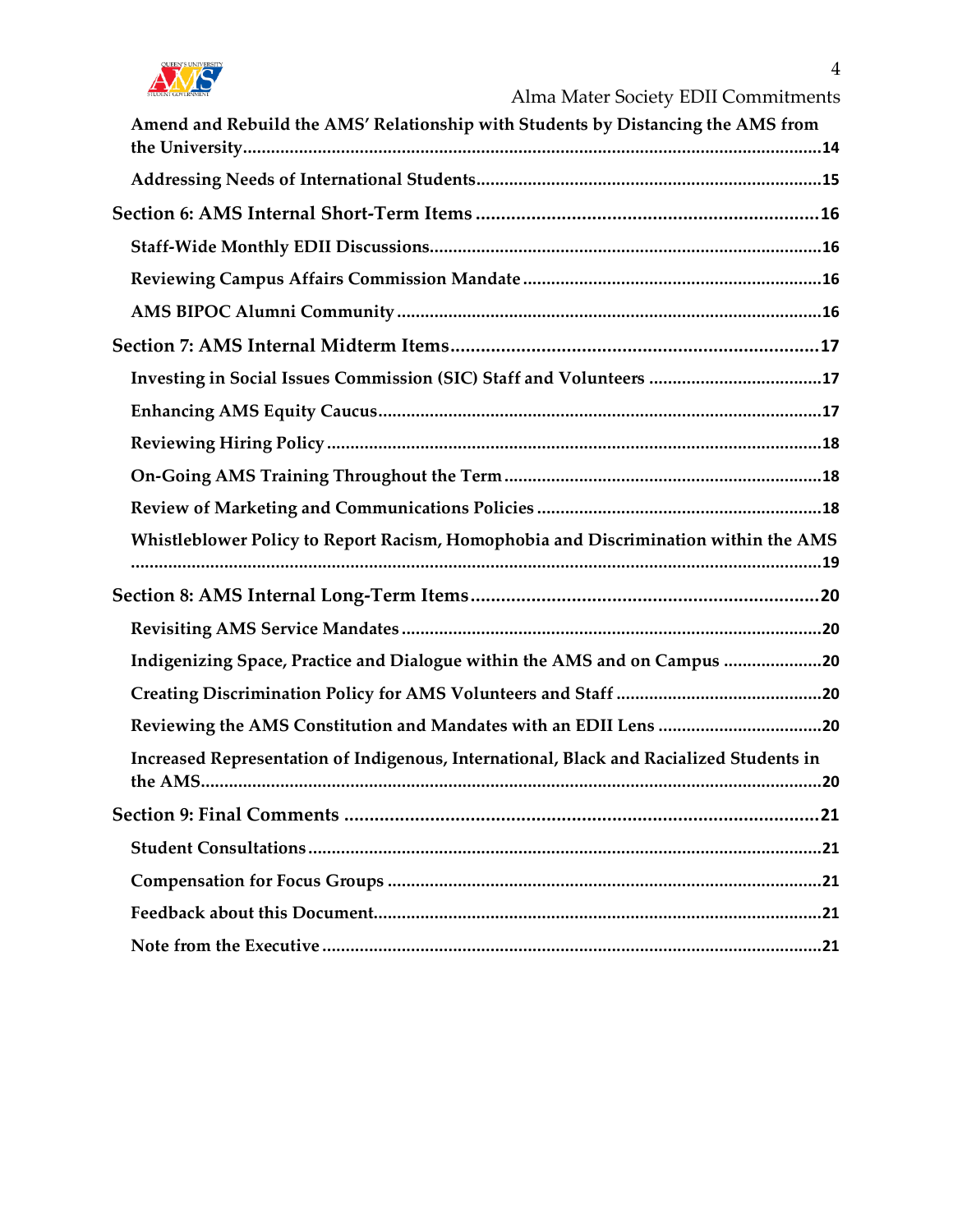Amend and Rebuild the AMS' Relationship with Students by Distancing the AMS from the University .......... 14

Addressing Needs of International Students .......... 15

**Section 6: AMS Internal Short-Term Items** .......... 16

Staff-Wide Monthly EDII Discussions .......... 16

Reviewing Campus Affairs Commission Mandate .......... 16

AMS BIPOC Alumni Community .......... 16

**Section 7: AMS Internal Midterm Items** .......... 17

Investing in Social Issues Commission (SIC) Staff and Volunteers .......... 17

Enhancing AMS Equity Caucus .......... 17

Reviewing Hiring Policy .......... 18

On-Going AMS Training Throughout the Term .......... 18

Review of Marketing and Communications Policies .......... 18

Whistleblower Policy to Report Racism, Homophobia and Discrimination within the AMS .......... 19

**Section 8: AMS Internal Long-Term Items** .......... 20

Revisiting AMS Service Mandates .......... 20

Indigenizing Space, Practice and Dialogue within the AMS and on Campus .......... 20

Creating Discrimination Policy for AMS Volunteers and Staff .......... 20

Reviewing the AMS Constitution and Mandates with an EDII Lens .......... 20

Increased Representation of Indigenous, International, Black and Racialized Students in the AMS .......... 20

**Section 9: Final Comments** .......... 21

Student Consultations .......... 21

Compensation for Focus Groups .......... 21

Feedback about this Document .......... 21

Note from the Executive .......... 21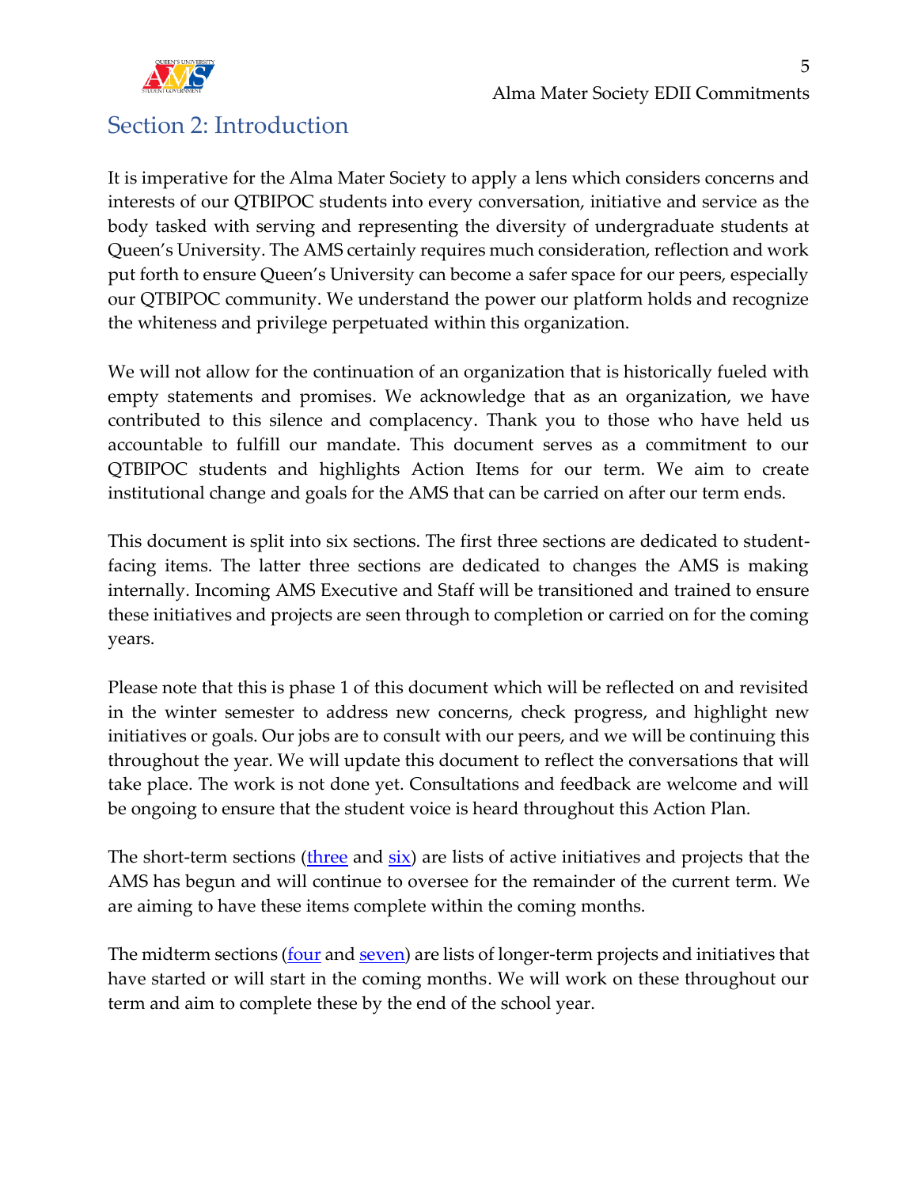## Section 2: Introduction

It is imperative for the Alma Mater Society to apply a lens which considers concerns and interests of our QTBIPOC students into every conversation, initiative and service as the body tasked with serving and representing the diversity of undergraduate students at Queen's University. The AMS certainly requires much consideration, reflection and work put forth to ensure Queen's University can become a safer space for our peers, especially our QTBIPOC community. We understand the power our platform holds and recognize the whiteness and privilege perpetuated within this organization.

We will not allow for the continuation of an organization that is historically fueled with empty statements and promises. We acknowledge that as an organization, we have contributed to this silence and complacency. Thank you to those who have held us accountable to fulfill our mandate. This document serves as a commitment to our QTBIPOC students and highlights Action Items for our term. We aim to create institutional change and goals for the AMS that can be carried on after our term ends.

This document is split into six sections. The first three sections are dedicated to student-facing items. The latter three sections are dedicated to changes the AMS is making internally. Incoming AMS Executive and Staff will be transitioned and trained to ensure these initiatives and projects are seen through to completion or carried on for the coming years.

Please note that this is phase 1 of this document which will be reflected on and revisited in the winter semester to address new concerns, check progress, and highlight new initiatives or goals. Our jobs are to consult with our peers, and we will be continuing this throughout the year. We will update this document to reflect the conversations that will take place. The work is not done yet. Consultations and feedback are welcome and will be ongoing to ensure that the student voice is heard throughout this Action Plan.

The short-term sections (three and six) are lists of active initiatives and projects that the AMS has begun and will continue to oversee for the remainder of the current term. We are aiming to have these items complete within the coming months.

The midterm sections (four and seven) are lists of longer-term projects and initiatives that have started or will start in the coming months. We will work on these throughout our term and aim to complete these by the end of the school year.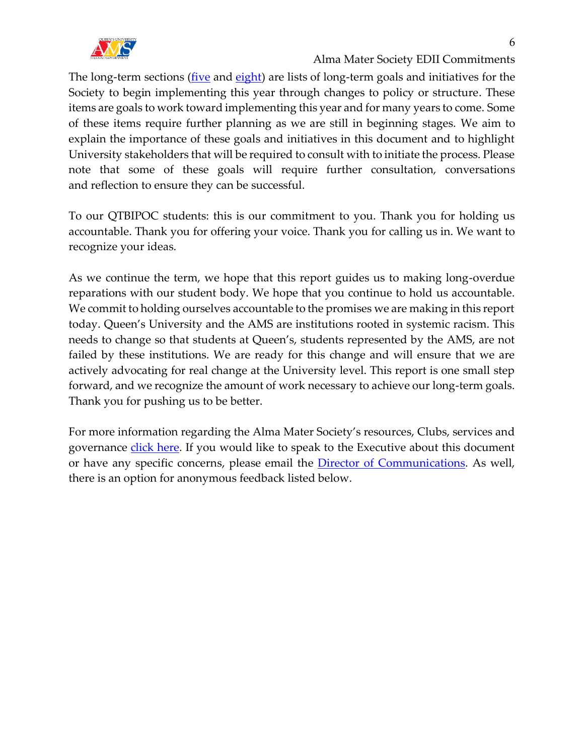The long-term sections (five and eight) are lists of long-term goals and initiatives for the Society to begin implementing this year through changes to policy or structure. These items are goals to work toward implementing this year and for many years to come. Some of these items require further planning as we are still in beginning stages. We aim to explain the importance of these goals and initiatives in this document and to highlight University stakeholders that will be required to consult with to initiate the process. Please note that some of these goals will require further consultation, conversations and reflection to ensure they can be successful.

To our QTBIPOC students: this is our commitment to you. Thank you for holding us accountable. Thank you for offering your voice. Thank you for calling us in. We want to recognize your ideas.

As we continue the term, we hope that this report guides us to making long-overdue reparations with our student body. We hope that you continue to hold us accountable. We commit to holding ourselves accountable to the promises we are making in this report today. Queen's University and the AMS are institutions rooted in systemic racism. This needs to change so that students at Queen's, students represented by the AMS, are not failed by these institutions. We are ready for this change and will ensure that we are actively advocating for real change at the University level. This report is one small step forward, and we recognize the amount of work necessary to achieve our long-term goals. Thank you for pushing us to be better.

For more information regarding the Alma Mater Society's resources, Clubs, services and governance click here. If you would like to speak to the Executive about this document or have any specific concerns, please email the Director of Communications. As well, there is an option for anonymous feedback listed below.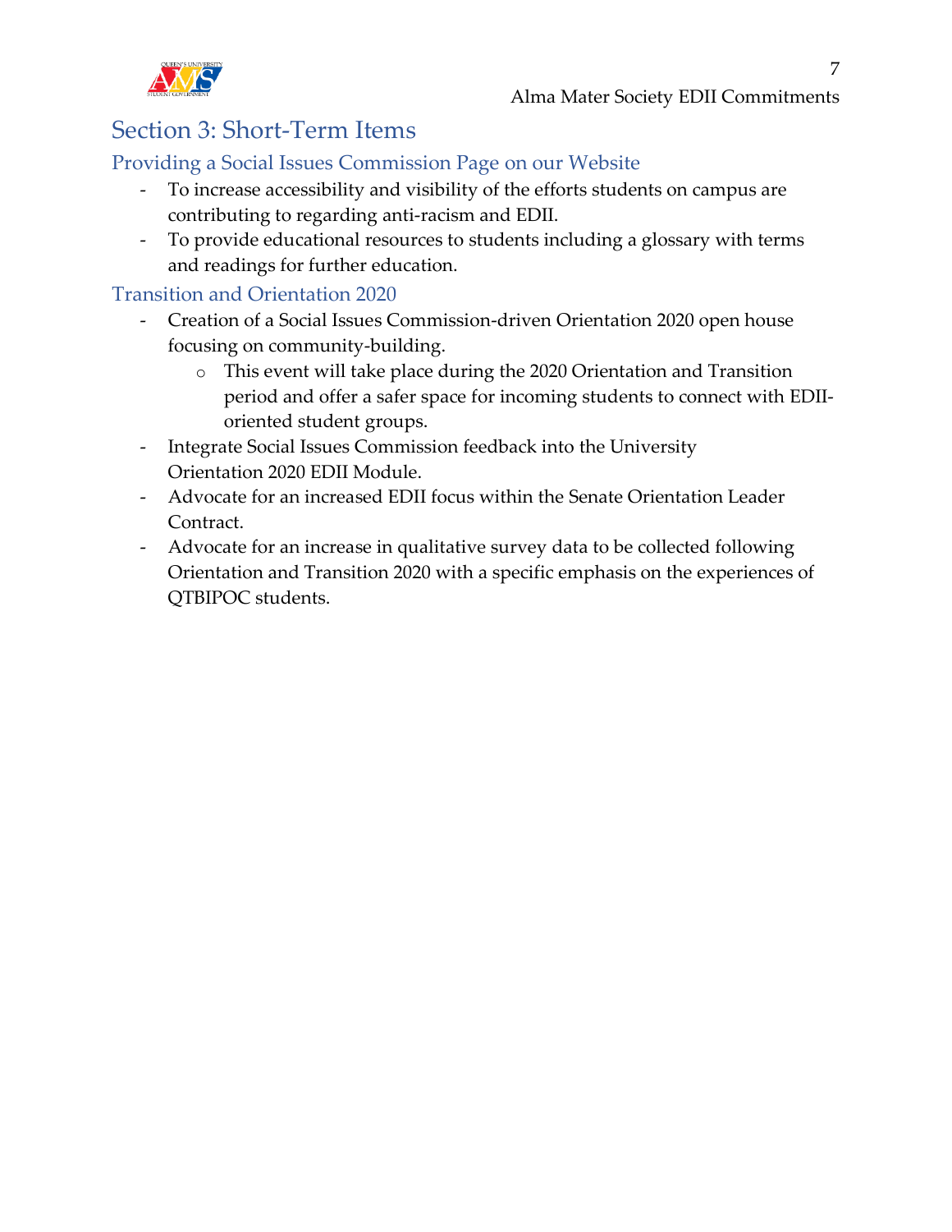## Section 3: Short-Term Items

### Providing a Social Issues Commission Page on our Website

- To increase accessibility and visibility of the efforts students on campus are contributing to regarding anti-racism and EDII.
- To provide educational resources to students including a glossary with terms and readings for further education.

### Transition and Orientation 2020

- Creation of a Social Issues Commission-driven Orientation 2020 open house focusing on community-building.
  - This event will take place during the 2020 Orientation and Transition period and offer a safer space for incoming students to connect with EDII-oriented student groups.
- Integrate Social Issues Commission feedback into the University Orientation 2020 EDII Module.
- Advocate for an increased EDII focus within the Senate Orientation Leader Contract.
- Advocate for an increase in qualitative survey data to be collected following Orientation and Transition 2020 with a specific emphasis on the experiences of QTBIPOC students.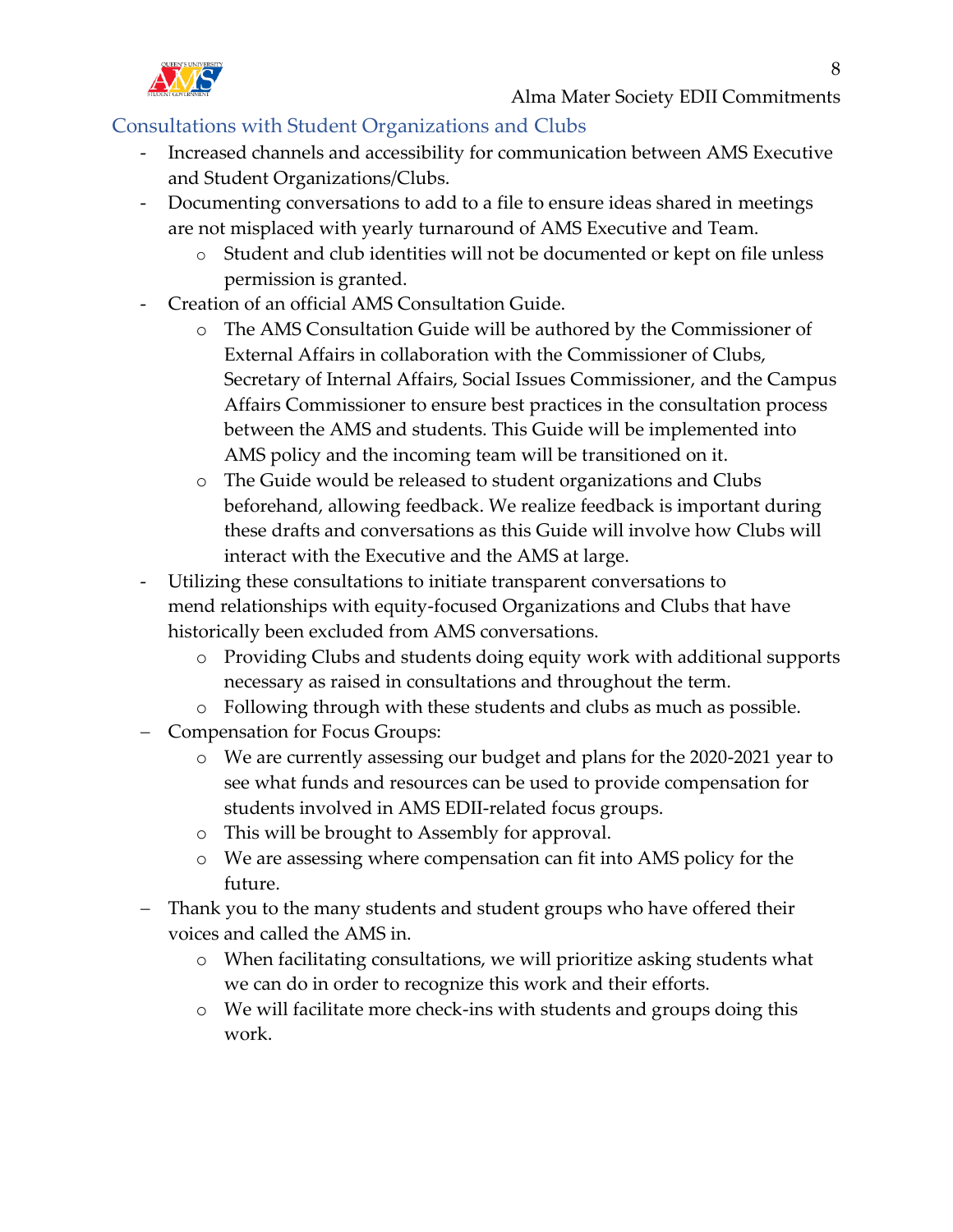## Consultations with Student Organizations and Clubs

- Increased channels and accessibility for communication between AMS Executive and Student Organizations/Clubs.
- Documenting conversations to add to a file to ensure ideas shared in meetings are not misplaced with yearly turnaround of AMS Executive and Team.
  - Student and club identities will not be documented or kept on file unless permission is granted.
- Creation of an official AMS Consultation Guide.
  - The AMS Consultation Guide will be authored by the Commissioner of External Affairs in collaboration with the Commissioner of Clubs, Secretary of Internal Affairs, Social Issues Commissioner, and the Campus Affairs Commissioner to ensure best practices in the consultation process between the AMS and students. This Guide will be implemented into AMS policy and the incoming team will be transitioned on it.
  - The Guide would be released to student organizations and Clubs beforehand, allowing feedback. We realize feedback is important during these drafts and conversations as this Guide will involve how Clubs will interact with the Executive and the AMS at large.
- Utilizing these consultations to initiate transparent conversations to mend relationships with equity-focused Organizations and Clubs that have historically been excluded from AMS conversations.
  - Providing Clubs and students doing equity work with additional supports necessary as raised in consultations and throughout the term.
  - Following through with these students and clubs as much as possible.
- Compensation for Focus Groups:
  - We are currently assessing our budget and plans for the 2020-2021 year to see what funds and resources can be used to provide compensation for students involved in AMS EDII-related focus groups.
  - This will be brought to Assembly for approval.
  - We are assessing where compensation can fit into AMS policy for the future.
- Thank you to the many students and student groups who have offered their voices and called the AMS in.
  - When facilitating consultations, we will prioritize asking students what we can do in order to recognize this work and their efforts.
  - We will facilitate more check-ins with students and groups doing this work.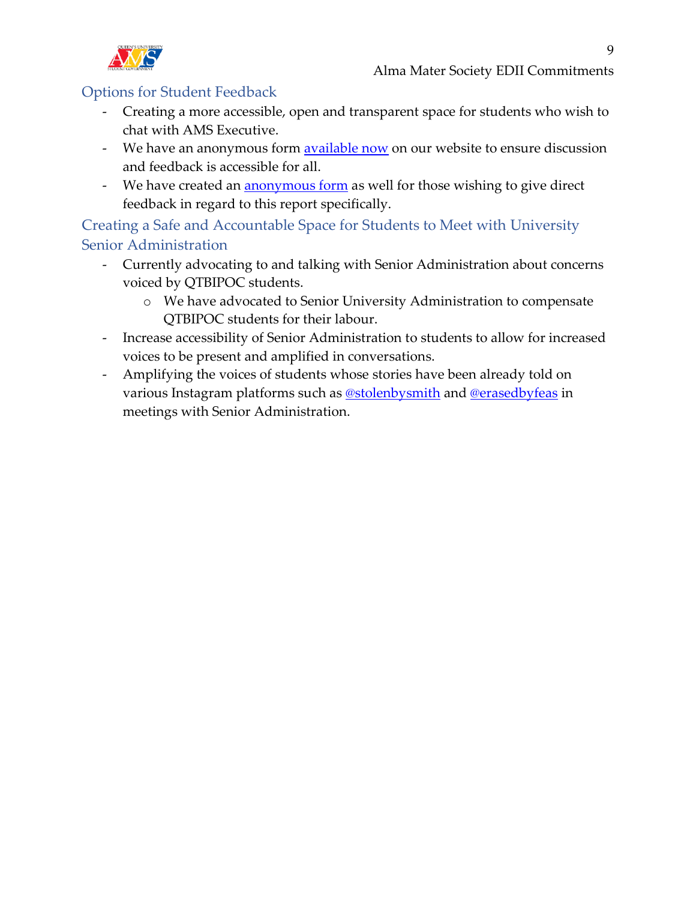## Options for Student Feedback

- Creating a more accessible, open and transparent space for students who wish to chat with AMS Executive.
- We have an anonymous form available now on our website to ensure discussion and feedback is accessible for all.
- We have created an anonymous form as well for those wishing to give direct feedback in regard to this report specifically.

## Creating a Safe and Accountable Space for Students to Meet with University Senior Administration

- Currently advocating to and talking with Senior Administration about concerns voiced by QTBIPOC students.
  - We have advocated to Senior University Administration to compensate QTBIPOC students for their labour.
- Increase accessibility of Senior Administration to students to allow for increased voices to be present and amplified in conversations.
- Amplifying the voices of students whose stories have been already told on various Instagram platforms such as @stolenbysmith and @erasedbyfeas in meetings with Senior Administration.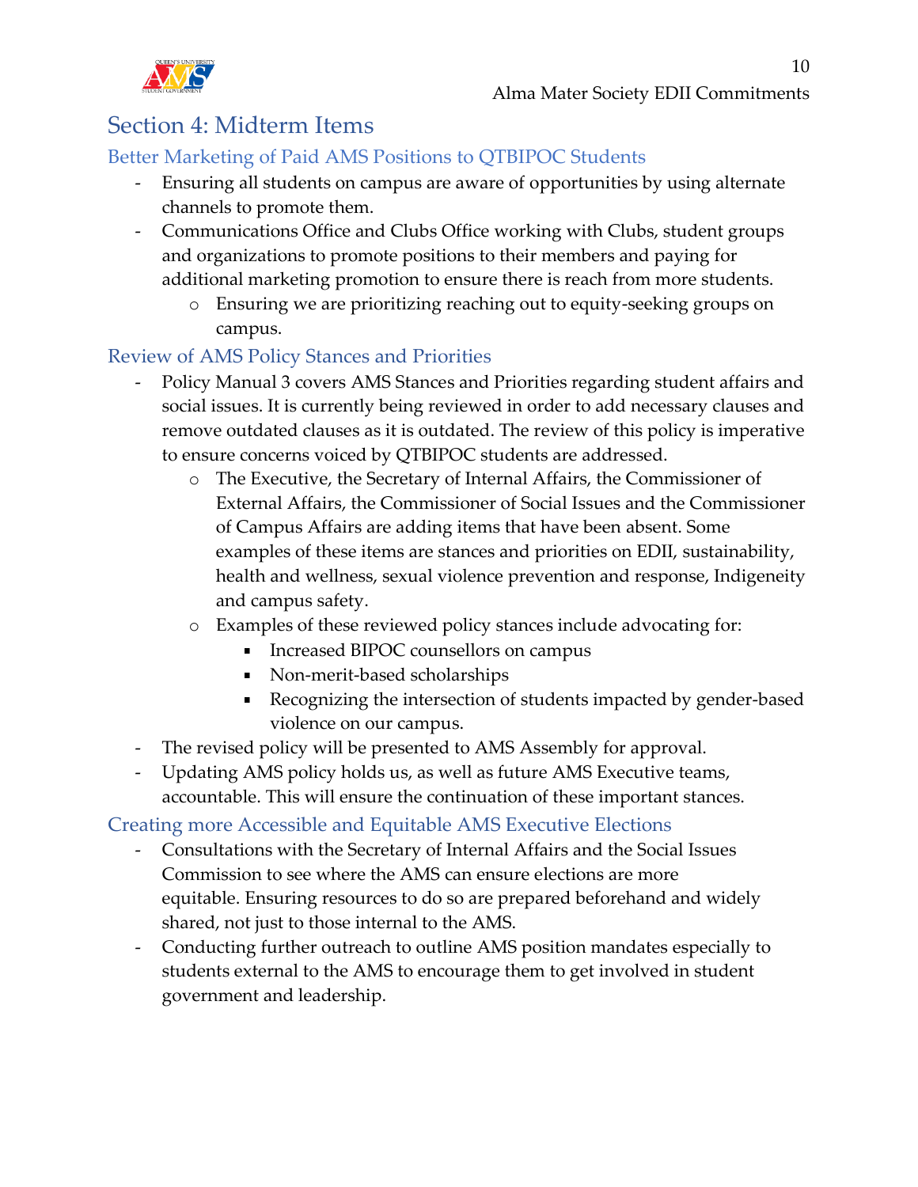## Section 4: Midterm Items

### Better Marketing of Paid AMS Positions to QTBIPOC Students

- Ensuring all students on campus are aware of opportunities by using alternate channels to promote them.
- Communications Office and Clubs Office working with Clubs, student groups and organizations to promote positions to their members and paying for additional marketing promotion to ensure there is reach from more students.
    - Ensuring we are prioritizing reaching out to equity-seeking groups on campus.

### Review of AMS Policy Stances and Priorities

- Policy Manual 3 covers AMS Stances and Priorities regarding student affairs and social issues. It is currently being reviewed in order to add necessary clauses and remove outdated clauses as it is outdated. The review of this policy is imperative to ensure concerns voiced by QTBIPOC students are addressed.
    - The Executive, the Secretary of Internal Affairs, the Commissioner of External Affairs, the Commissioner of Social Issues and the Commissioner of Campus Affairs are adding items that have been absent. Some examples of these items are stances and priorities on EDII, sustainability, health and wellness, sexual violence prevention and response, Indigeneity and campus safety.
    - Examples of these reviewed policy stances include advocating for:
        - Increased BIPOC counsellors on campus
        - Non-merit-based scholarships
        - Recognizing the intersection of students impacted by gender-based violence on our campus.
- The revised policy will be presented to AMS Assembly for approval.
- Updating AMS policy holds us, as well as future AMS Executive teams, accountable. This will ensure the continuation of these important stances.

### Creating more Accessible and Equitable AMS Executive Elections

- Consultations with the Secretary of Internal Affairs and the Social Issues Commission to see where the AMS can ensure elections are more equitable. Ensuring resources to do so are prepared beforehand and widely shared, not just to those internal to the AMS.
- Conducting further outreach to outline AMS position mandates especially to students external to the AMS to encourage them to get involved in student government and leadership.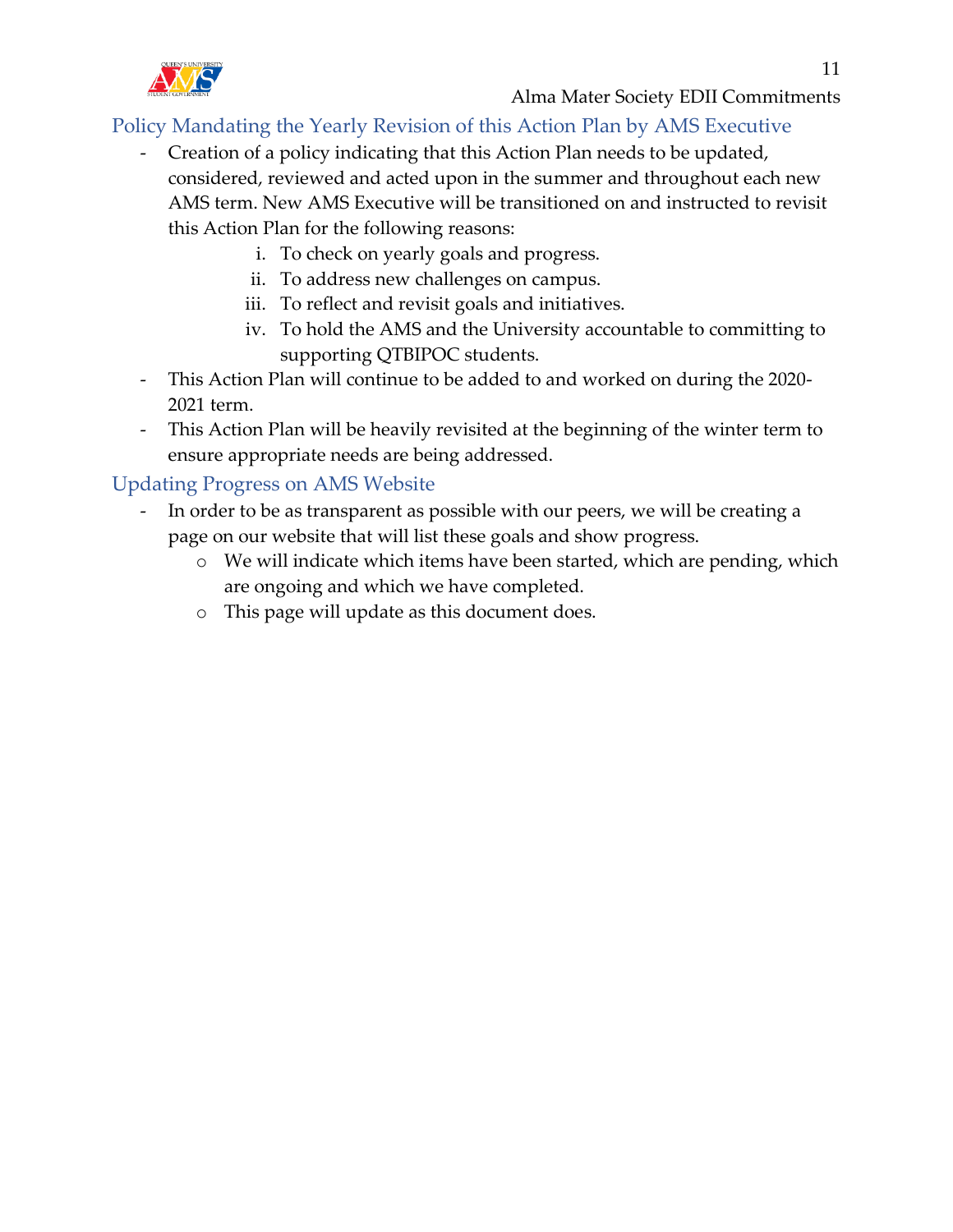## Policy Mandating the Yearly Revision of this Action Plan by AMS Executive

- Creation of a policy indicating that this Action Plan needs to be updated, considered, reviewed and acted upon in the summer and throughout each new AMS term. New AMS Executive will be transitioned on and instructed to revisit this Action Plan for the following reasons:
    - i. To check on yearly goals and progress.
    - ii. To address new challenges on campus.
    - iii. To reflect and revisit goals and initiatives.
    - iv. To hold the AMS and the University accountable to committing to supporting QTBIPOC students.
- This Action Plan will continue to be added to and worked on during the 2020-2021 term.
- This Action Plan will be heavily revisited at the beginning of the winter term to ensure appropriate needs are being addressed.

## Updating Progress on AMS Website

- In order to be as transparent as possible with our peers, we will be creating a page on our website that will list these goals and show progress.
    - We will indicate which items have been started, which are pending, which are ongoing and which we have completed.
    - This page will update as this document does.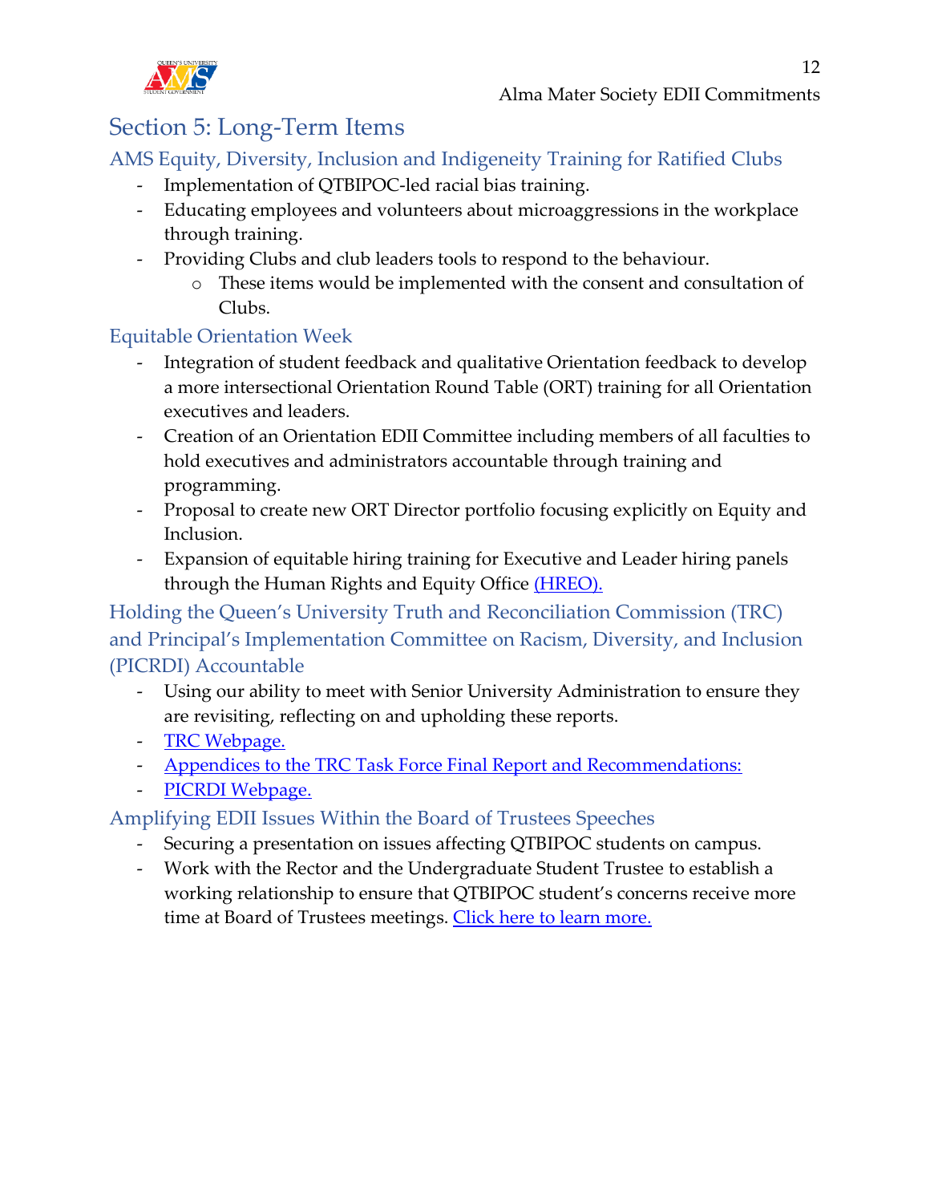## Section 5: Long-Term Items

### AMS Equity, Diversity, Inclusion and Indigeneity Training for Ratified Clubs

- Implementation of QTBIPOC-led racial bias training.
- Educating employees and volunteers about microaggressions in the workplace through training.
- Providing Clubs and club leaders tools to respond to the behaviour.
  - These items would be implemented with the consent and consultation of Clubs.

### Equitable Orientation Week

- Integration of student feedback and qualitative Orientation feedback to develop a more intersectional Orientation Round Table (ORT) training for all Orientation executives and leaders.
- Creation of an Orientation EDII Committee including members of all faculties to hold executives and administrators accountable through training and programming.
- Proposal to create new ORT Director portfolio focusing explicitly on Equity and Inclusion.
- Expansion of equitable hiring training for Executive and Leader hiring panels through the Human Rights and Equity Office (HREO).

### Holding the Queen's University Truth and Reconciliation Commission (TRC) and Principal's Implementation Committee on Racism, Diversity, and Inclusion (PICRDI) Accountable

- Using our ability to meet with Senior University Administration to ensure they are revisiting, reflecting on and upholding these reports.
- TRC Webpage.
- Appendices to the TRC Task Force Final Report and Recommendations:
- PICRDI Webpage.

### Amplifying EDII Issues Within the Board of Trustees Speeches

- Securing a presentation on issues affecting QTBIPOC students on campus.
- Work with the Rector and the Undergraduate Student Trustee to establish a working relationship to ensure that QTBIPOC student's concerns receive more time at Board of Trustees meetings. Click here to learn more.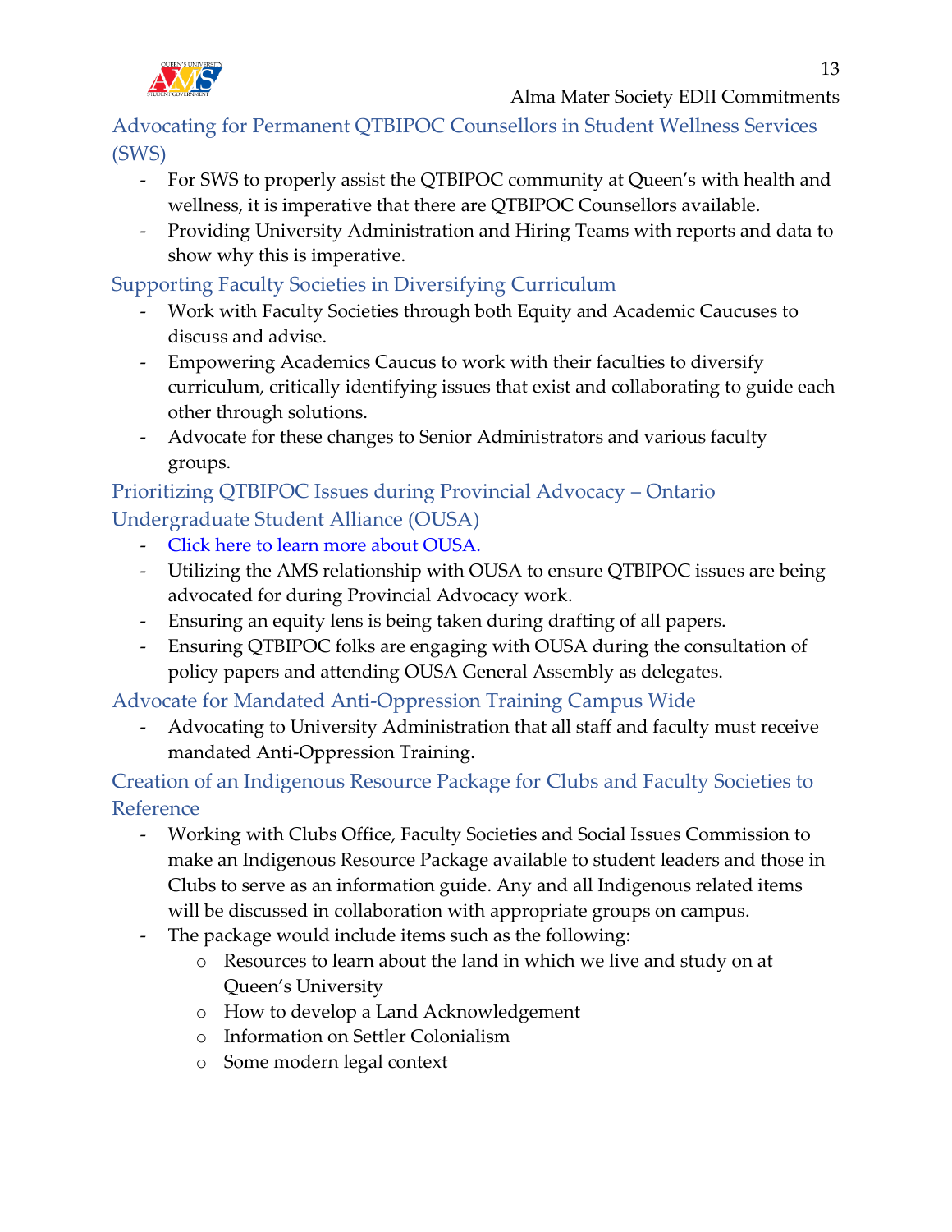### Advocating for Permanent QTBIPOC Counsellors in Student Wellness Services (SWS)

- For SWS to properly assist the QTBIPOC community at Queen's with health and wellness, it is imperative that there are QTBIPOC Counsellors available.
- Providing University Administration and Hiring Teams with reports and data to show why this is imperative.

### Supporting Faculty Societies in Diversifying Curriculum

- Work with Faculty Societies through both Equity and Academic Caucuses to discuss and advise.
- Empowering Academics Caucus to work with their faculties to diversify curriculum, critically identifying issues that exist and collaborating to guide each other through solutions.
- Advocate for these changes to Senior Administrators and various faculty groups.

### Prioritizing QTBIPOC Issues during Provincial Advocacy – Ontario Undergraduate Student Alliance (OUSA)

- Click here to learn more about OUSA.
- Utilizing the AMS relationship with OUSA to ensure QTBIPOC issues are being advocated for during Provincial Advocacy work.
- Ensuring an equity lens is being taken during drafting of all papers.
- Ensuring QTBIPOC folks are engaging with OUSA during the consultation of policy papers and attending OUSA General Assembly as delegates.

### Advocate for Mandated Anti-Oppression Training Campus Wide

- Advocating to University Administration that all staff and faculty must receive mandated Anti-Oppression Training.

### Creation of an Indigenous Resource Package for Clubs and Faculty Societies to Reference

- Working with Clubs Office, Faculty Societies and Social Issues Commission to make an Indigenous Resource Package available to student leaders and those in Clubs to serve as an information guide. Any and all Indigenous related items will be discussed in collaboration with appropriate groups on campus.
- The package would include items such as the following:
  - Resources to learn about the land in which we live and study on at Queen's University
  - How to develop a Land Acknowledgement
  - Information on Settler Colonialism
  - Some modern legal context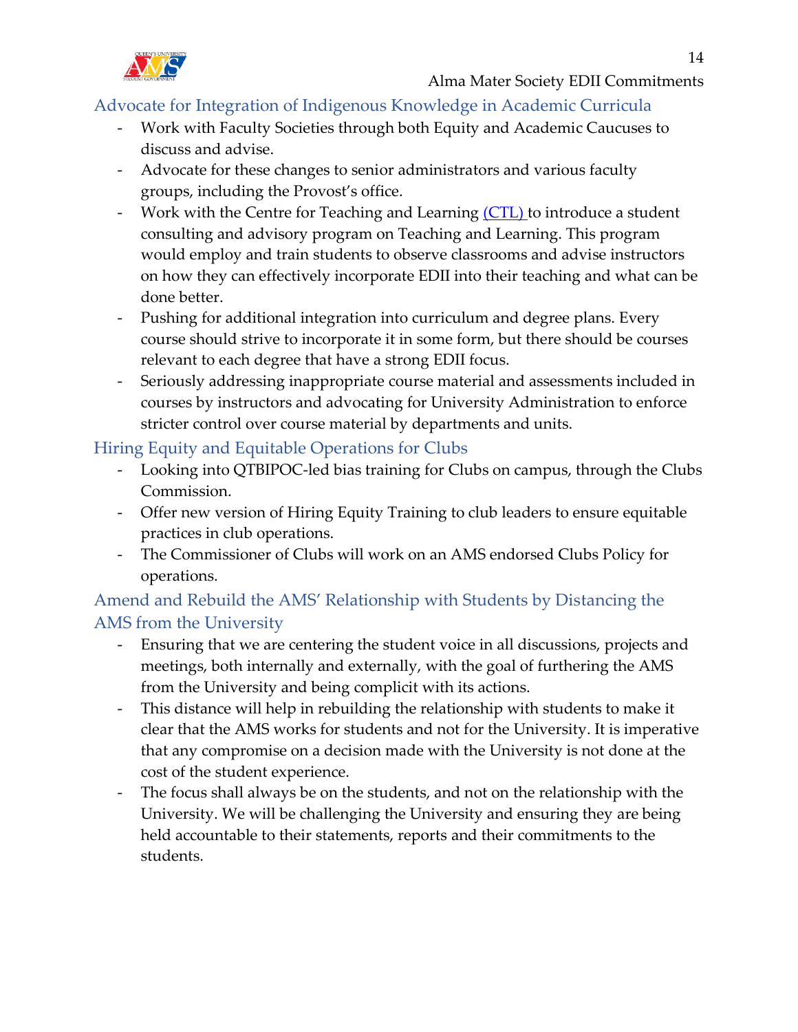## Advocate for Integration of Indigenous Knowledge in Academic Curricula

- Work with Faculty Societies through both Equity and Academic Caucuses to discuss and advise.
- Advocate for these changes to senior administrators and various faculty groups, including the Provost's office.
- Work with the Centre for Teaching and Learning (CTL) to introduce a student consulting and advisory program on Teaching and Learning. This program would employ and train students to observe classrooms and advise instructors on how they can effectively incorporate EDII into their teaching and what can be done better.
- Pushing for additional integration into curriculum and degree plans. Every course should strive to incorporate it in some form, but there should be courses relevant to each degree that have a strong EDII focus.
- Seriously addressing inappropriate course material and assessments included in courses by instructors and advocating for University Administration to enforce stricter control over course material by departments and units.

## Hiring Equity and Equitable Operations for Clubs

- Looking into QTBIPOC-led bias training for Clubs on campus, through the Clubs Commission.
- Offer new version of Hiring Equity Training to club leaders to ensure equitable practices in club operations.
- The Commissioner of Clubs will work on an AMS endorsed Clubs Policy for operations.

## Amend and Rebuild the AMS' Relationship with Students by Distancing the AMS from the University

- Ensuring that we are centering the student voice in all discussions, projects and meetings, both internally and externally, with the goal of furthering the AMS from the University and being complicit with its actions.
- This distance will help in rebuilding the relationship with students to make it clear that the AMS works for students and not for the University. It is imperative that any compromise on a decision made with the University is not done at the cost of the student experience.
- The focus shall always be on the students, and not on the relationship with the University. We will be challenging the University and ensuring they are being held accountable to their statements, reports and their commitments to the students.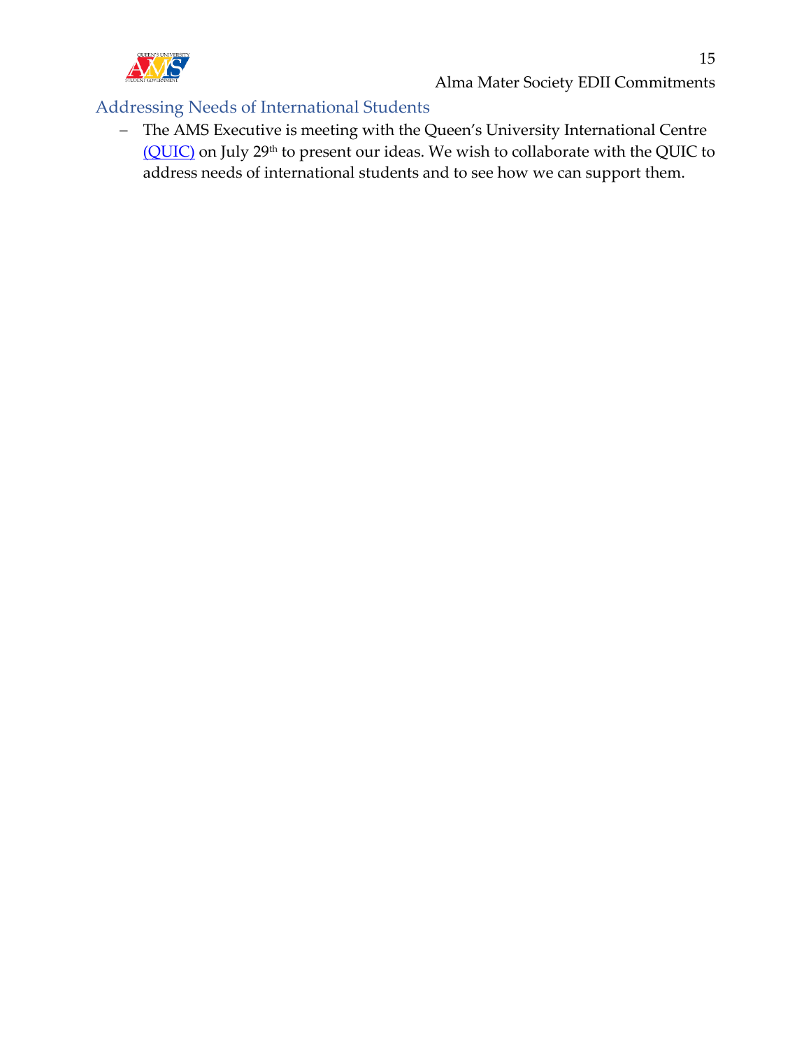## Addressing Needs of International Students

- The AMS Executive is meeting with the Queen's University International Centre (QUIC) on July 29th to present our ideas. We wish to collaborate with the QUIC to address needs of international students and to see how we can support them.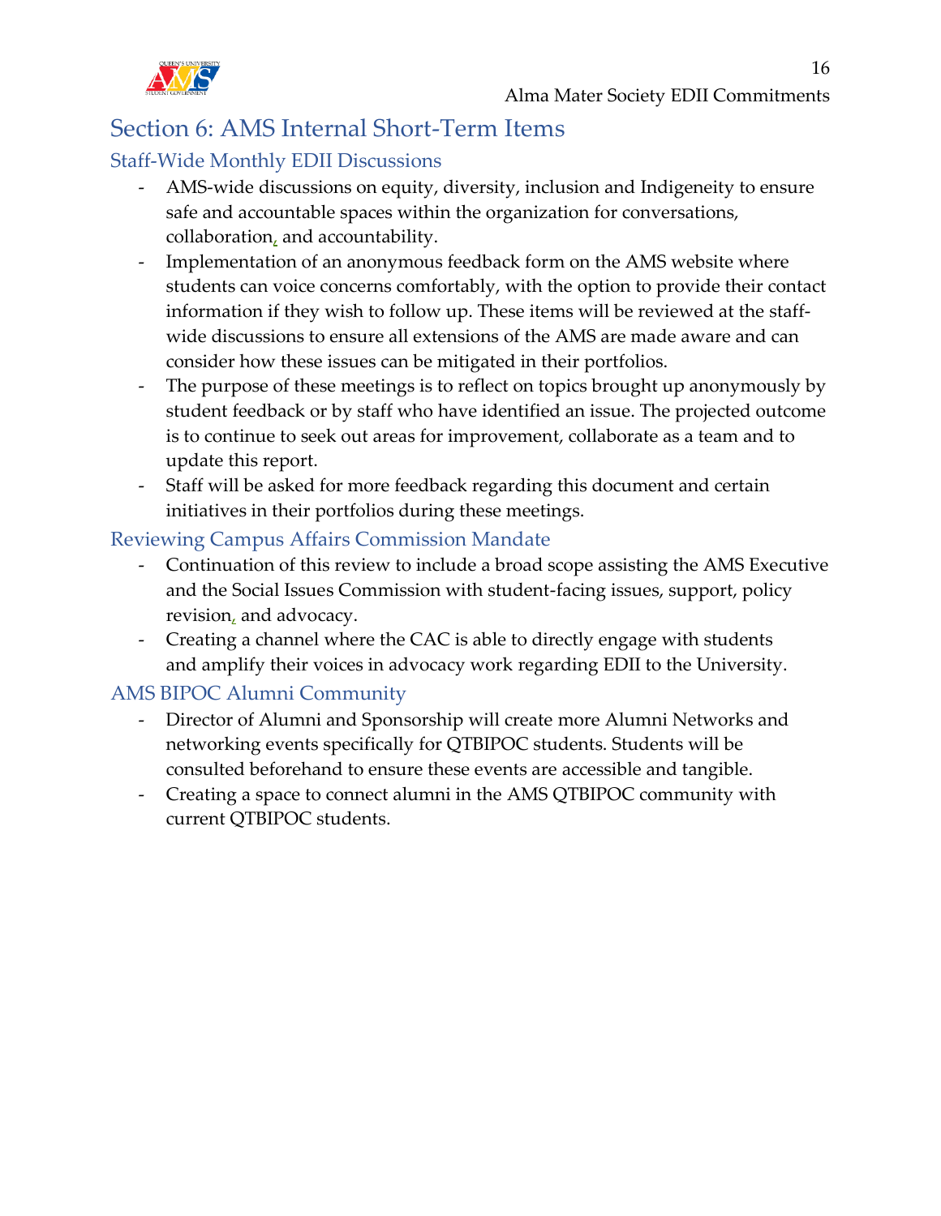## Section 6: AMS Internal Short-Term Items

### Staff-Wide Monthly EDII Discussions

- AMS-wide discussions on equity, diversity, inclusion and Indigeneity to ensure safe and accountable spaces within the organization for conversations, collaboration, and accountability.
- Implementation of an anonymous feedback form on the AMS website where students can voice concerns comfortably, with the option to provide their contact information if they wish to follow up. These items will be reviewed at the staff-wide discussions to ensure all extensions of the AMS are made aware and can consider how these issues can be mitigated in their portfolios.
- The purpose of these meetings is to reflect on topics brought up anonymously by student feedback or by staff who have identified an issue. The projected outcome is to continue to seek out areas for improvement, collaborate as a team and to update this report.
- Staff will be asked for more feedback regarding this document and certain initiatives in their portfolios during these meetings.

### Reviewing Campus Affairs Commission Mandate

- Continuation of this review to include a broad scope assisting the AMS Executive and the Social Issues Commission with student-facing issues, support, policy revision, and advocacy.
- Creating a channel where the CAC is able to directly engage with students and amplify their voices in advocacy work regarding EDII to the University.

### AMS BIPOC Alumni Community

- Director of Alumni and Sponsorship will create more Alumni Networks and networking events specifically for QTBIPOC students. Students will be consulted beforehand to ensure these events are accessible and tangible.
- Creating a space to connect alumni in the AMS QTBIPOC community with current QTBIPOC students.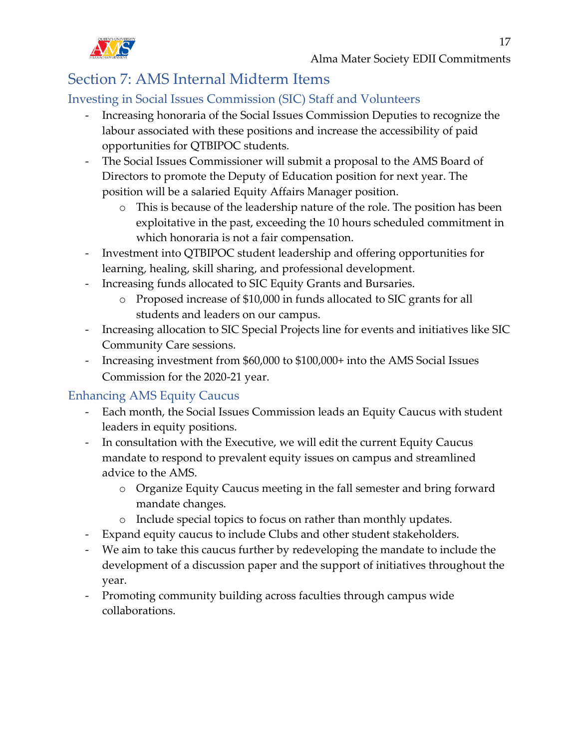## Section 7: AMS Internal Midterm Items

### Investing in Social Issues Commission (SIC) Staff and Volunteers

- Increasing honoraria of the Social Issues Commission Deputies to recognize the labour associated with these positions and increase the accessibility of paid opportunities for QTBIPOC students.
- The Social Issues Commissioner will submit a proposal to the AMS Board of Directors to promote the Deputy of Education position for next year. The position will be a salaried Equity Affairs Manager position.
    - This is because of the leadership nature of the role. The position has been exploitative in the past, exceeding the 10 hours scheduled commitment in which honoraria is not a fair compensation.
- Investment into QTBIPOC student leadership and offering opportunities for learning, healing, skill sharing, and professional development.
- Increasing funds allocated to SIC Equity Grants and Bursaries.
    - Proposed increase of $10,000 in funds allocated to SIC grants for all students and leaders on our campus.
- Increasing allocation to SIC Special Projects line for events and initiatives like SIC Community Care sessions.
- Increasing investment from $60,000 to $100,000+ into the AMS Social Issues Commission for the 2020-21 year.

### Enhancing AMS Equity Caucus

- Each month, the Social Issues Commission leads an Equity Caucus with student leaders in equity positions.
- In consultation with the Executive, we will edit the current Equity Caucus mandate to respond to prevalent equity issues on campus and streamlined advice to the AMS.
    - Organize Equity Caucus meeting in the fall semester and bring forward mandate changes.
    - Include special topics to focus on rather than monthly updates.
- Expand equity caucus to include Clubs and other student stakeholders.
- We aim to take this caucus further by redeveloping the mandate to include the development of a discussion paper and the support of initiatives throughout the year.
- Promoting community building across faculties through campus wide collaborations.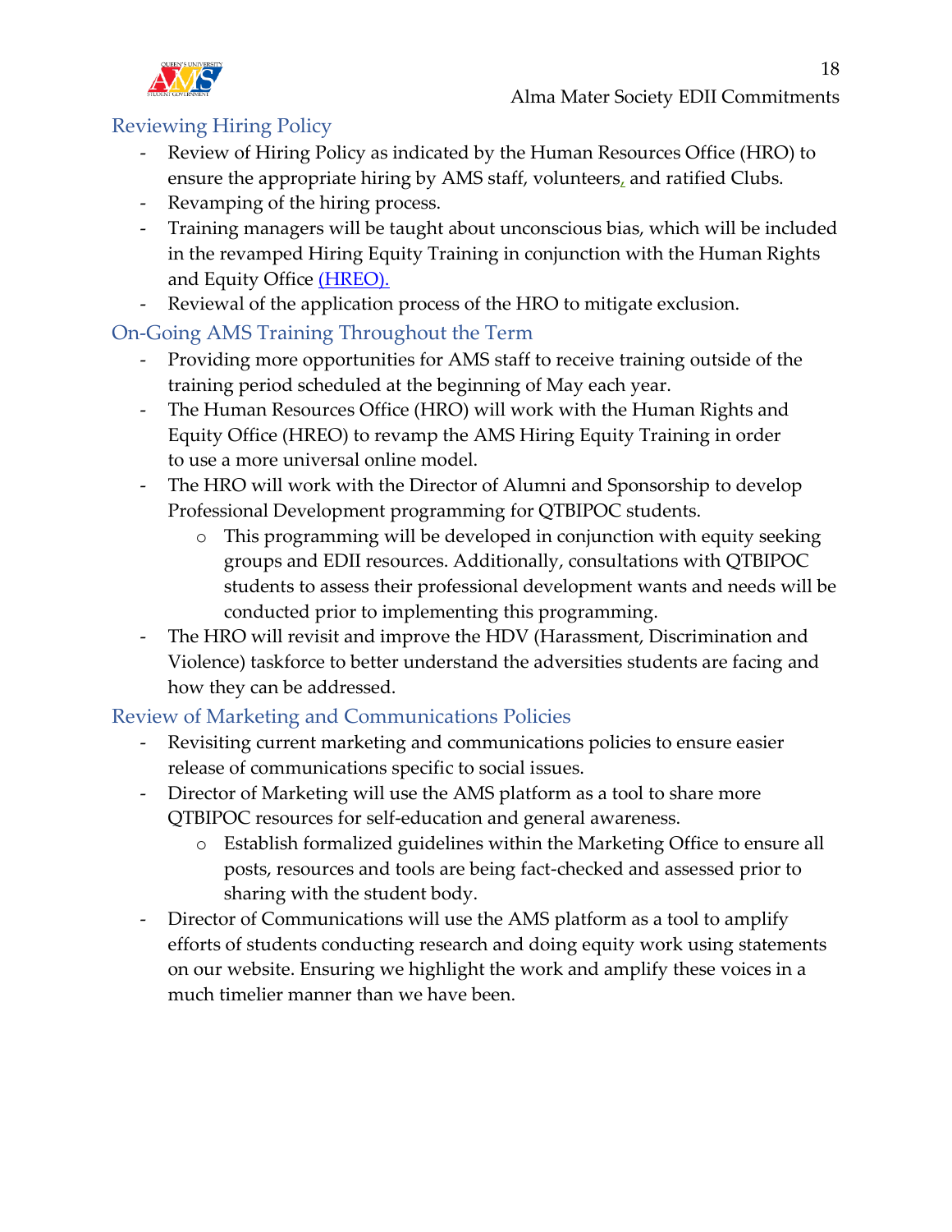## Reviewing Hiring Policy

- Review of Hiring Policy as indicated by the Human Resources Office (HRO) to ensure the appropriate hiring by AMS staff, volunteers, and ratified Clubs.
- Revamping of the hiring process.
- Training managers will be taught about unconscious bias, which will be included in the revamped Hiring Equity Training in conjunction with the Human Rights and Equity Office (HREO).
- Reviewal of the application process of the HRO to mitigate exclusion.

## On-Going AMS Training Throughout the Term

- Providing more opportunities for AMS staff to receive training outside of the training period scheduled at the beginning of May each year.
- The Human Resources Office (HRO) will work with the Human Rights and Equity Office (HREO) to revamp the AMS Hiring Equity Training in order to use a more universal online model.
- The HRO will work with the Director of Alumni and Sponsorship to develop Professional Development programming for QTBIPOC students.
  - This programming will be developed in conjunction with equity seeking groups and EDII resources. Additionally, consultations with QTBIPOC students to assess their professional development wants and needs will be conducted prior to implementing this programming.
- The HRO will revisit and improve the HDV (Harassment, Discrimination and Violence) taskforce to better understand the adversities students are facing and how they can be addressed.

## Review of Marketing and Communications Policies

- Revisiting current marketing and communications policies to ensure easier release of communications specific to social issues.
- Director of Marketing will use the AMS platform as a tool to share more QTBIPOC resources for self-education and general awareness.
  - Establish formalized guidelines within the Marketing Office to ensure all posts, resources and tools are being fact-checked and assessed prior to sharing with the student body.
- Director of Communications will use the AMS platform as a tool to amplify efforts of students conducting research and doing equity work using statements on our website. Ensuring we highlight the work and amplify these voices in a much timelier manner than we have been.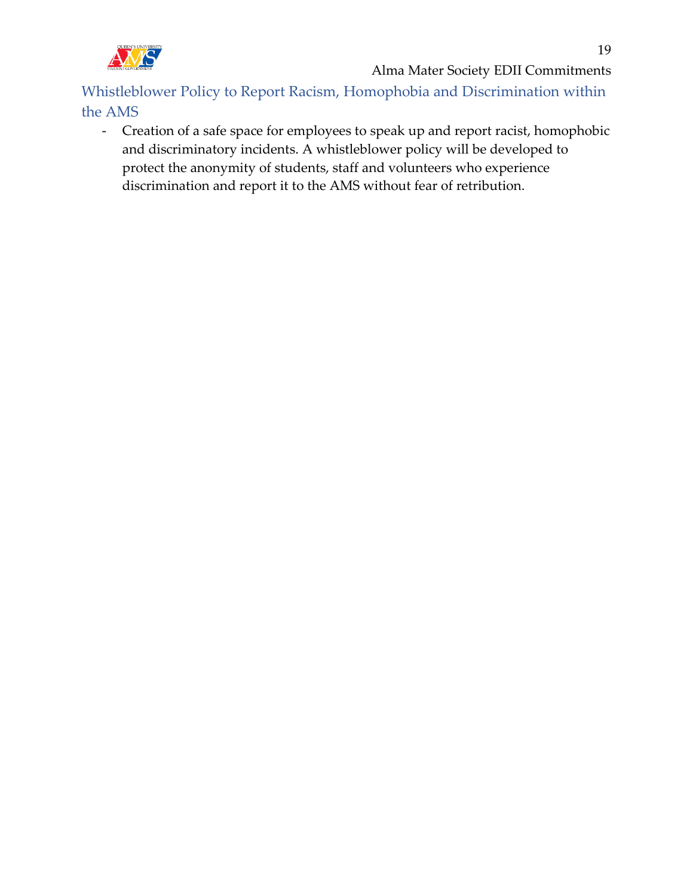## Whistleblower Policy to Report Racism, Homophobia and Discrimination within the AMS

- Creation of a safe space for employees to speak up and report racist, homophobic and discriminatory incidents. A whistleblower policy will be developed to protect the anonymity of students, staff and volunteers who experience discrimination and report it to the AMS without fear of retribution.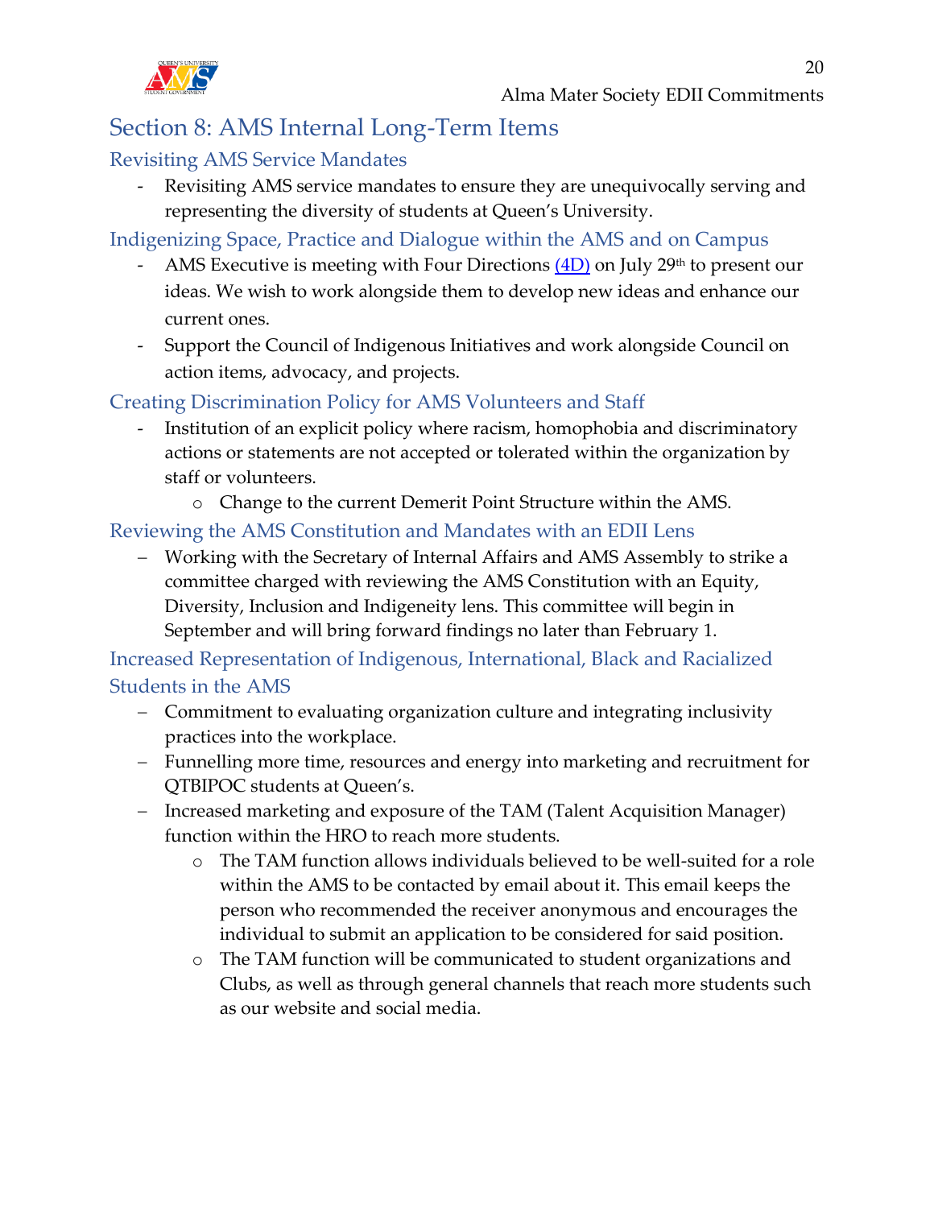# Section 8: AMS Internal Long-Term Items

## Revisiting AMS Service Mandates

- Revisiting AMS service mandates to ensure they are unequivocally serving and representing the diversity of students at Queen's University.

## Indigenizing Space, Practice and Dialogue within the AMS and on Campus

- AMS Executive is meeting with Four Directions (4D) on July 29th to present our ideas. We wish to work alongside them to develop new ideas and enhance our current ones.
- Support the Council of Indigenous Initiatives and work alongside Council on action items, advocacy, and projects.

## Creating Discrimination Policy for AMS Volunteers and Staff

- Institution of an explicit policy where racism, homophobia and discriminatory actions or statements are not accepted or tolerated within the organization by staff or volunteers.
  - Change to the current Demerit Point Structure within the AMS.

## Reviewing the AMS Constitution and Mandates with an EDII Lens

- Working with the Secretary of Internal Affairs and AMS Assembly to strike a committee charged with reviewing the AMS Constitution with an Equity, Diversity, Inclusion and Indigeneity lens. This committee will begin in September and will bring forward findings no later than February 1.

## Increased Representation of Indigenous, International, Black and Racialized Students in the AMS

- Commitment to evaluating organization culture and integrating inclusivity practices into the workplace.
- Funnelling more time, resources and energy into marketing and recruitment for QTBIPOC students at Queen's.
- Increased marketing and exposure of the TAM (Talent Acquisition Manager) function within the HRO to reach more students.
  - The TAM function allows individuals believed to be well-suited for a role within the AMS to be contacted by email about it. This email keeps the person who recommended the receiver anonymous and encourages the individual to submit an application to be considered for said position.
  - The TAM function will be communicated to student organizations and Clubs, as well as through general channels that reach more students such as our website and social media.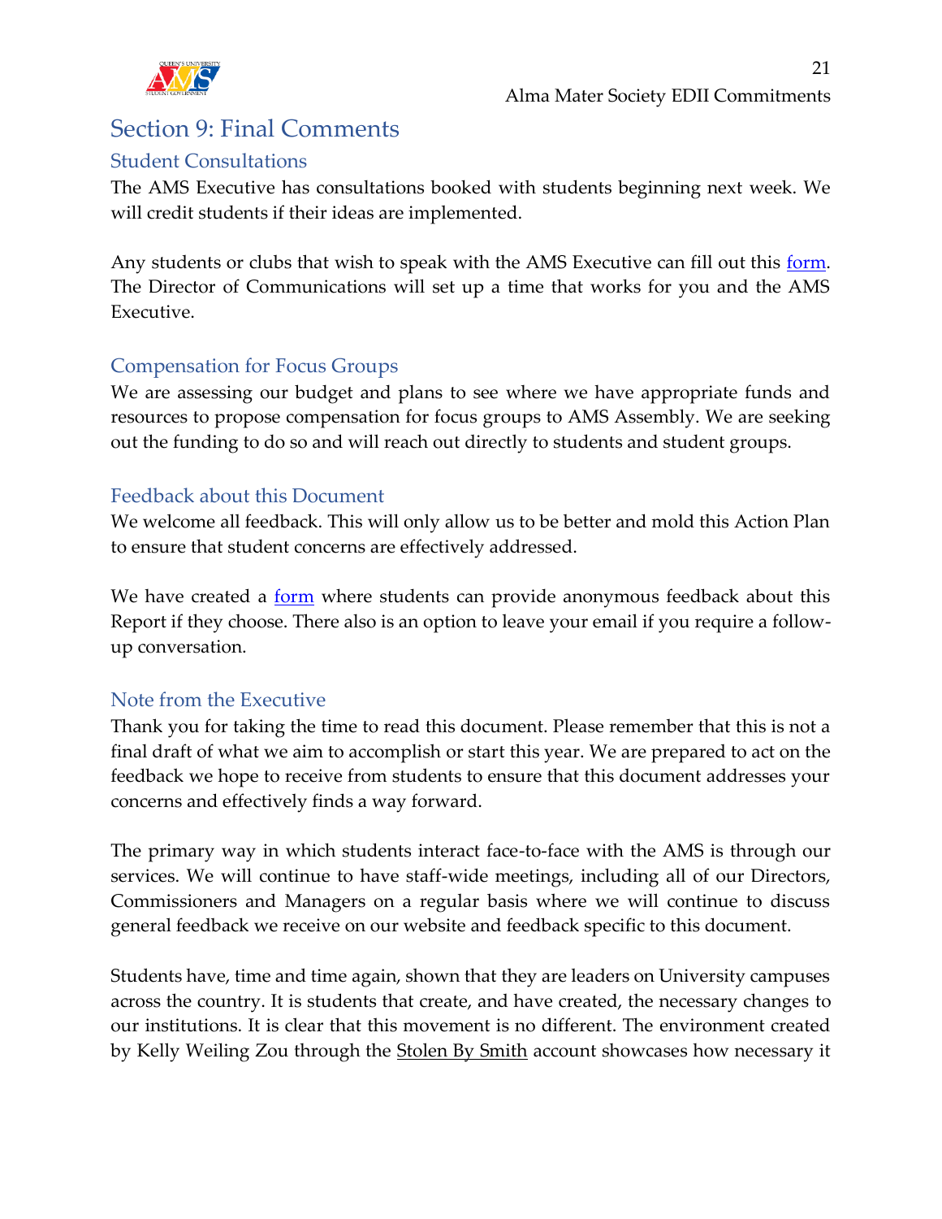## Section 9: Final Comments

### Student Consultations

The AMS Executive has consultations booked with students beginning next week. We will credit students if their ideas are implemented.

Any students or clubs that wish to speak with the AMS Executive can fill out this form. The Director of Communications will set up a time that works for you and the AMS Executive.

### Compensation for Focus Groups

We are assessing our budget and plans to see where we have appropriate funds and resources to propose compensation for focus groups to AMS Assembly. We are seeking out the funding to do so and will reach out directly to students and student groups.

### Feedback about this Document

We welcome all feedback. This will only allow us to be better and mold this Action Plan to ensure that student concerns are effectively addressed.

We have created a form where students can provide anonymous feedback about this Report if they choose. There also is an option to leave your email if you require a follow-up conversation.

### Note from the Executive

Thank you for taking the time to read this document. Please remember that this is not a final draft of what we aim to accomplish or start this year. We are prepared to act on the feedback we hope to receive from students to ensure that this document addresses your concerns and effectively finds a way forward.

The primary way in which students interact face-to-face with the AMS is through our services. We will continue to have staff-wide meetings, including all of our Directors, Commissioners and Managers on a regular basis where we will continue to discuss general feedback we receive on our website and feedback specific to this document.

Students have, time and time again, shown that they are leaders on University campuses across the country. It is students that create, and have created, the necessary changes to our institutions. It is clear that this movement is no different. The environment created by Kelly Weiling Zou through the Stolen By Smith account showcases how necessary it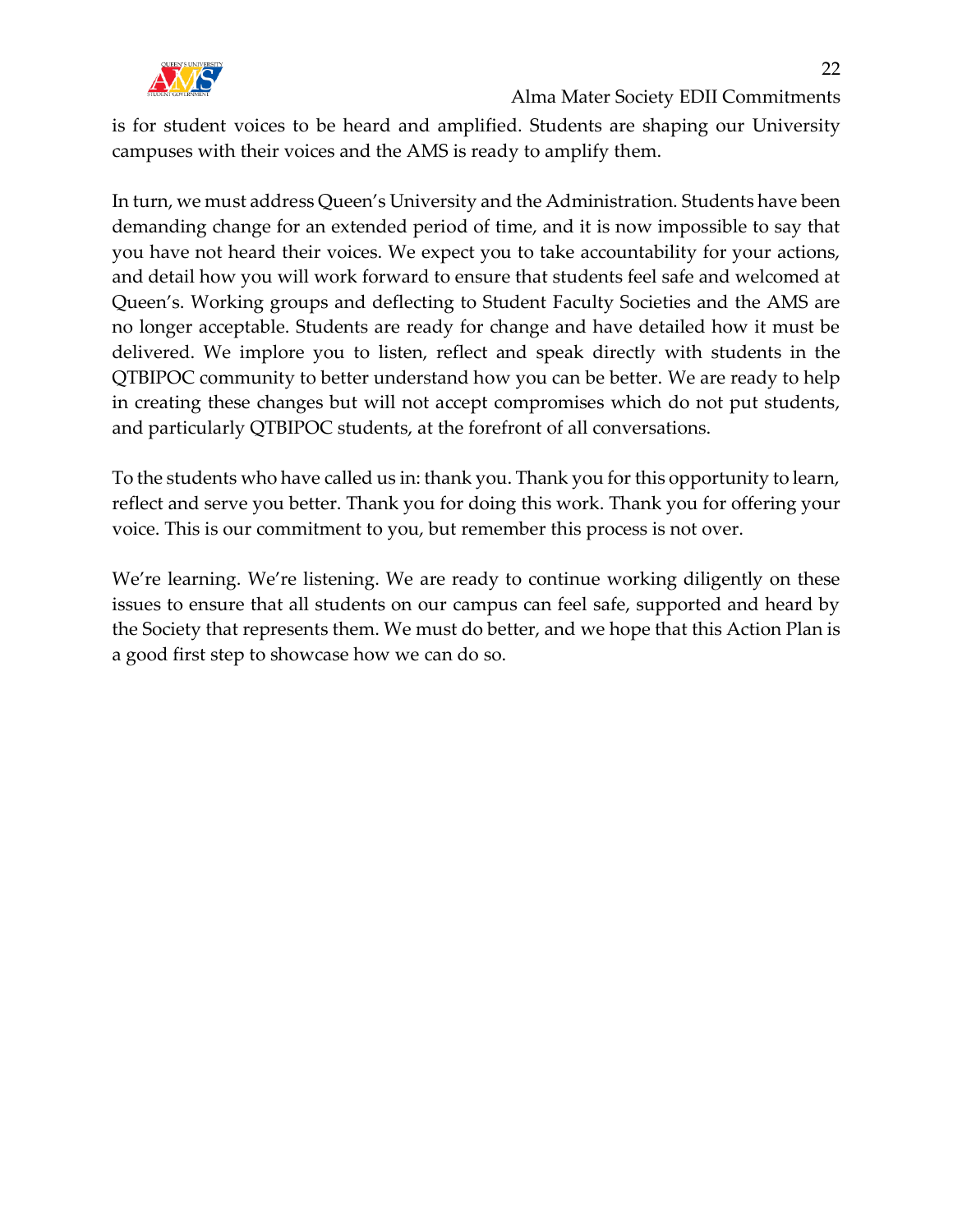is for student voices to be heard and amplified. Students are shaping our University campuses with their voices and the AMS is ready to amplify them.

In turn, we must address Queen's University and the Administration. Students have been demanding change for an extended period of time, and it is now impossible to say that you have not heard their voices. We expect you to take accountability for your actions, and detail how you will work forward to ensure that students feel safe and welcomed at Queen's. Working groups and deflecting to Student Faculty Societies and the AMS are no longer acceptable. Students are ready for change and have detailed how it must be delivered. We implore you to listen, reflect and speak directly with students in the QTBIPOC community to better understand how you can be better. We are ready to help in creating these changes but will not accept compromises which do not put students, and particularly QTBIPOC students, at the forefront of all conversations.

To the students who have called us in: thank you. Thank you for this opportunity to learn, reflect and serve you better. Thank you for doing this work. Thank you for offering your voice. This is our commitment to you, but remember this process is not over.

We're learning. We're listening. We are ready to continue working diligently on these issues to ensure that all students on our campus can feel safe, supported and heard by the Society that represents them. We must do better, and we hope that this Action Plan is a good first step to showcase how we can do so.